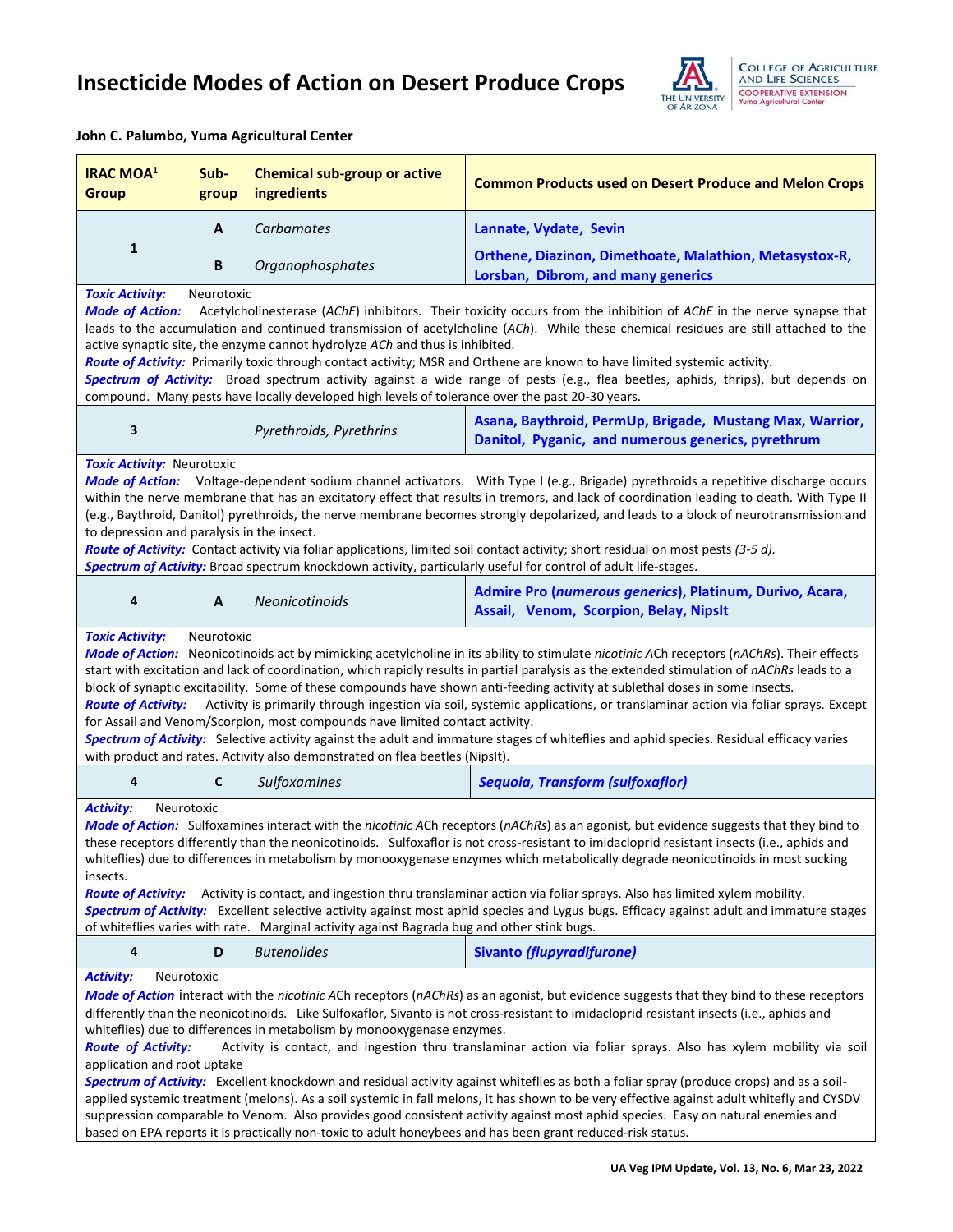# Insecticide Modes of Action on Desert Produce Crops

**John C. Palumbo, Yuma Agricultural Center**

| IRAC MOA[1] Group | Sub-group | Chemical sub-group or active ingredients | Common Products used on Desert Produce and Melon Crops |
|---|---|---|---|
| 1 | A | *Carbamates* | **Lannate, Vydate, Sevin** |
| | B | *Organophosphates* | **Orthene, Diazinon, Dimethoate, Malathion, Metasystox-R, Lorsban, Dibrom, and many generics** |

***Toxic Activity:*** Neurotoxic
***Mode of Action:*** Acetylcholinesterase (*AChE*) inhibitors. Their toxicity occurs from the inhibition of *AChE* in the nerve synapse that leads to the accumulation and continued transmission of acetylcholine (*ACh*). While these chemical residues are still attached to the active synaptic site, the enzyme cannot hydrolyze *ACh* and thus is inhibited.
***Route of Activity:*** Primarily toxic through contact activity; MSR and Orthene are known to have limited systemic activity.
***Spectrum of Activity:*** Broad spectrum activity against a wide range of pests (e.g., flea beetles, aphids, thrips), but depends on compound. Many pests have locally developed high levels of tolerance over the past 20-30 years.

| IRAC MOA Group | Sub-group | Chemical sub-group or active ingredients | Common Products |
|---|---|---|---|
| 3 | | *Pyrethroids, Pyrethrins* | **Asana, Baythroid, PermUp, Brigade, Mustang Max, Warrior, Danitol, Pyganic, and numerous generics, pyrethrum** |

***Toxic Activity:*** Neurotoxic
***Mode of Action:*** Voltage-dependent sodium channel activators. With Type I (e.g., Brigade) pyrethroids a repetitive discharge occurs within the nerve membrane that has an excitatory effect that results in tremors, and lack of coordination leading to death. With Type II (e.g., Baythroid, Danitol) pyrethroids, the nerve membrane becomes strongly depolarized, and leads to a block of neurotransmission and to depression and paralysis in the insect.
***Route of Activity:*** Contact activity via foliar applications, limited soil contact activity; short residual on most pests *(3-5 d).*
***Spectrum of Activity:*** Broad spectrum knockdown activity, particularly useful for control of adult life-stages.

| IRAC MOA Group | Sub-group | Chemical sub-group or active ingredients | Common Products |
|---|---|---|---|
| 4 | A | *Neonicotinoids* | **Admire Pro (*numerous generics*), Platinum, Durivo, Acara, Assail, Venom, Scorpion, Belay, NipsIt** |

***Toxic Activity:*** Neurotoxic
***Mode of Action:*** Neonicotinoids act by mimicking acetylcholine in its ability to stimulate *nicotinic A*Ch receptors (*nAChRs*). Their effects start with excitation and lack of coordination, which rapidly results in partial paralysis as the extended stimulation of *nAChRs* leads to a block of synaptic excitability. Some of these compounds have shown anti-feeding activity at sublethal doses in some insects.
***Route of Activity:*** Activity is primarily through ingestion via soil, systemic applications, or translaminar action via foliar sprays. Except for Assail and Venom/Scorpion, most compounds have limited contact activity.
***Spectrum of Activity:*** Selective activity against the adult and immature stages of whiteflies and aphid species. Residual efficacy varies with product and rates. Activity also demonstrated on flea beetles (NipsIt).

| IRAC MOA Group | Sub-group | Chemical sub-group or active ingredients | Common Products |
|---|---|---|---|
| 4 | C | *Sulfoxamines* | ***Sequoia, Transform (sulfoxaflor)*** |

***Activity:*** Neurotoxic
***Mode of Action:*** Sulfoxamines interact with the *nicotinic A*Ch receptors (*nAChRs*) as an agonist, but evidence suggests that they bind to these receptors differently than the neonicotinoids. Sulfoxaflor is not cross-resistant to imidacloprid resistant insects (i.e., aphids and whiteflies) due to differences in metabolism by monooxygenase enzymes which metabolically degrade neonicotinoids in most sucking insects.
***Route of Activity:*** Activity is contact, and ingestion thru translaminar action via foliar sprays. Also has limited xylem mobility.
***Spectrum of Activity:*** Excellent selective activity against most aphid species and Lygus bugs. Efficacy against adult and immature stages of whiteflies varies with rate. Marginal activity against Bagrada bug and other stink bugs.

| IRAC MOA Group | Sub-group | Chemical sub-group or active ingredients | Common Products |
|---|---|---|---|
| 4 | D | *Butenolides* | **Sivanto *(flupyradifurone)*** |

***Activity:*** Neurotoxic
***Mode of Action*** interact with the *nicotinic A*Ch receptors (*nAChRs*) as an agonist, but evidence suggests that they bind to these receptors differently than the neonicotinoids. Like Sulfoxaflor, Sivanto is not cross-resistant to imidacloprid resistant insects (i.e., aphids and whiteflies) due to differences in metabolism by monooxygenase enzymes.
***Route of Activity:*** Activity is contact, and ingestion thru translaminar action via foliar sprays. Also has xylem mobility via soil application and root uptake
***Spectrum of Activity:*** Excellent knockdown and residual activity against whiteflies as both a foliar spray (produce crops) and as a soil-applied systemic treatment (melons). As a soil systemic in fall melons, it has shown to be very effective against adult whitefly and CYSDV suppression comparable to Venom. Also provides good consistent activity against most aphid species. Easy on natural enemies and based on EPA reports it is practically non-toxic to adult honeybees and has been grant reduced-risk status.

**UA Veg IPM Update, Vol. 13, No. 6, Mar 23, 2022**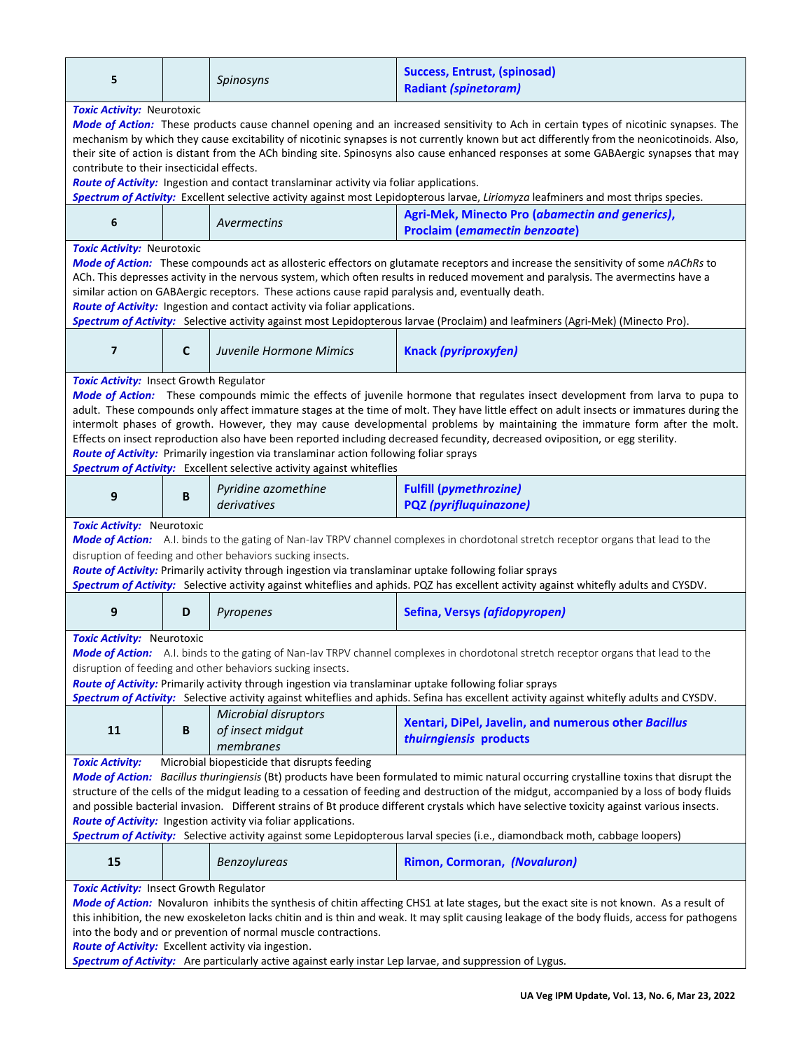| 5 | | *Spinosyns* | **Success, Entrust, (spinosad)** **Radiant *(spinetoram)*** |
|---|---|---|---|

***Toxic Activity:*** Neurotoxic
***Mode of Action:*** These products cause channel opening and an increased sensitivity to Ach in certain types of nicotinic synapses. The mechanism by which they cause excitability of nicotinic synapses is not currently known but act differently from the neonicotinoids. Also, their site of action is distant from the ACh binding site. Spinosyns also cause enhanced responses at some GABAergic synapses that may contribute to their insecticidal effects.
***Route of Activity:*** Ingestion and contact translaminar activity via foliar applications.
***Spectrum of Activity:*** Excellent selective activity against most Lepidopterous larvae, *Liriomyza* leafminers and most thrips species.

| 6 | | *Avermectins* | **Agri-Mek, Minecto Pro (*abamectin and generics*), Proclaim (*emamectin benzoate*)** |
|---|---|---|---|

***Toxic Activity:*** Neurotoxic
***Mode of Action:*** These compounds act as allosteric effectors on glutamate receptors and increase the sensitivity of some *nAChRs* to ACh. This depresses activity in the nervous system, which often results in reduced movement and paralysis. The avermectins have a similar action on GABAergic receptors. These actions cause rapid paralysis and, eventually death.
***Route of Activity:*** Ingestion and contact activity via foliar applications.
***Spectrum of Activity:*** Selective activity against most Lepidopterous larvae (Proclaim) and leafminers (Agri-Mek) (Minecto Pro).

| 7 | C | *Juvenile Hormone Mimics* | **Knack *(pyriproxyfen)*** |
|---|---|---|---|

***Toxic Activity:*** Insect Growth Regulator
***Mode of Action:*** These compounds mimic the effects of juvenile hormone that regulates insect development from larva to pupa to adult. These compounds only affect immature stages at the time of molt. They have little effect on adult insects or immatures during the intermolt phases of growth. However, they may cause developmental problems by maintaining the immature form after the molt. Effects on insect reproduction also have been reported including decreased fecundity, decreased oviposition, or egg sterility.
***Route of Activity:*** Primarily ingestion via translaminar action following foliar sprays
***Spectrum of Activity:*** Excellent selective activity against whiteflies

| 9 | B | *Pyridine azomethine derivatives* | **Fulfill *(pymethrozine)*** **PQZ *(pyrifluquinazone)*** |
|---|---|---|---|

***Toxic Activity:*** Neurotoxic
***Mode of Action:*** A.I. binds to the gating of Nan-lav TRPV channel complexes in chordotonal stretch receptor organs that lead to the disruption of feeding and other behaviors sucking insects.
***Route of Activity:*** Primarily activity through ingestion via translaminar uptake following foliar sprays
***Spectrum of Activity:*** Selective activity against whiteflies and aphids. PQZ has excellent activity against whitefly adults and CYSDV.

| 9 | D | *Pyropenes* | **Sefina, Versys *(afidopyropen)*** |
|---|---|---|---|

***Toxic Activity:*** Neurotoxic
***Mode of Action:*** A.I. binds to the gating of Nan-lav TRPV channel complexes in chordotonal stretch receptor organs that lead to the disruption of feeding and other behaviors sucking insects.
***Route of Activity:*** Primarily activity through ingestion via translaminar uptake following foliar sprays
***Spectrum of Activity:*** Selective activity against whiteflies and aphids. Sefina has excellent activity against whitefly adults and CYSDV.

| 11 | B | *Microbial disruptors of insect midgut membranes* | **Xentari, DiPel, Javelin, and numerous other *Bacillus thuirngiensis* products** |
|---|---|---|---|

***Toxic Activity:*** Microbial biopesticide that disrupts feeding
***Mode of Action:*** *Bacillus thuringiensis* (Bt) products have been formulated to mimic natural occurring crystalline toxins that disrupt the structure of the cells of the midgut leading to a cessation of feeding and destruction of the midgut, accompanied by a loss of body fluids and possible bacterial invasion. Different strains of Bt produce different crystals which have selective toxicity against various insects.
***Route of Activity:*** Ingestion activity via foliar applications.
***Spectrum of Activity:*** Selective activity against some Lepidopterous larval species (i.e., diamondback moth, cabbage loopers)

| 15 | | *Benzoylureas* | **Rimon, Cormoran, *(Novaluron)*** |
|---|---|---|---|

***Toxic Activity:*** Insect Growth Regulator
***Mode of Action:*** Novaluron inhibits the synthesis of chitin affecting CHS1 at late stages, but the exact site is not known. As a result of this inhibition, the new exoskeleton lacks chitin and is thin and weak. It may split causing leakage of the body fluids, access for pathogens into the body and or prevention of normal muscle contractions.
***Route of Activity:*** Excellent activity via ingestion.
***Spectrum of Activity:*** Are particularly active against early instar Lep larvae, and suppression of Lygus.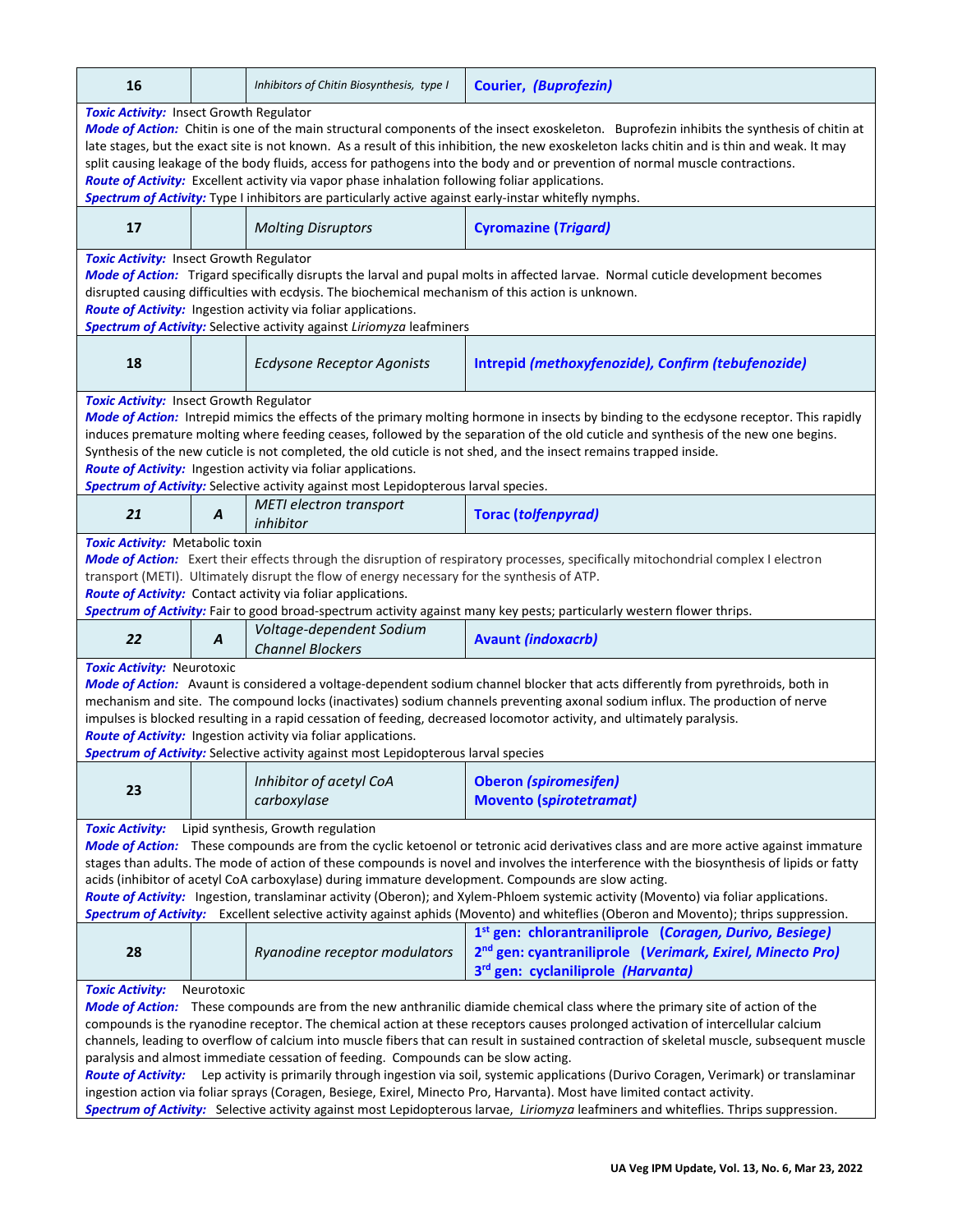| 16 | | *Inhibitors of Chitin Biosynthesis, type I* | **Courier, *(Buprofezin)*** |
|---|---|---|---|

***Toxic Activity:*** Insect Growth Regulator
***Mode of Action:*** Chitin is one of the main structural components of the insect exoskeleton. Buprofezin inhibits the synthesis of chitin at late stages, but the exact site is not known. As a result of this inhibition, the new exoskeleton lacks chitin and is thin and weak. It may split causing leakage of the body fluids, access for pathogens into the body and or prevention of normal muscle contractions.
***Route of Activity:*** Excellent activity via vapor phase inhalation following foliar applications.
***Spectrum of Activity:*** Type I inhibitors are particularly active against early-instar whitefly nymphs.

| 17 | | *Molting Disruptors* | **Cyromazine (*Trigard*)** |
|---|---|---|---|

***Toxic Activity:*** Insect Growth Regulator
***Mode of Action:*** Trigard specifically disrupts the larval and pupal molts in affected larvae. Normal cuticle development becomes disrupted causing difficulties with ecdysis. The biochemical mechanism of this action is unknown.
***Route of Activity:*** Ingestion activity via foliar applications.
***Spectrum of Activity:*** Selective activity against *Liriomyza* leafminers

| 18 | | *Ecdysone Receptor Agonists* | **Intrepid *(methoxyfenozide)*, Confirm *(tebufenozide)*** |
|---|---|---|---|

***Toxic Activity:*** Insect Growth Regulator
***Mode of Action:*** Intrepid mimics the effects of the primary molting hormone in insects by binding to the ecdysone receptor. This rapidly induces premature molting where feeding ceases, followed by the separation of the old cuticle and synthesis of the new one begins. Synthesis of the new cuticle is not completed, the old cuticle is not shed, and the insect remains trapped inside.
***Route of Activity:*** Ingestion activity via foliar applications.
***Spectrum of Activity:*** Selective activity against most Lepidopterous larval species.

| *21* | *A* | *METI electron transport inhibitor* | **Torac (*tolfenpyrad*)** |
|---|---|---|---|

***Toxic Activity:*** Metabolic toxin
***Mode of Action:*** Exert their effects through the disruption of respiratory processes, specifically mitochondrial complex I electron transport (METI). Ultimately disrupt the flow of energy necessary for the synthesis of ATP.
***Route of Activity:*** Contact activity via foliar applications.
***Spectrum of Activity:*** Fair to good broad-spectrum activity against many key pests; particularly western flower thrips.

| *22* | *A* | *Voltage-dependent Sodium Channel Blockers* | **Avaunt *(indoxacrb)*** |
|---|---|---|---|

***Toxic Activity:*** Neurotoxic
***Mode of Action:*** Avaunt is considered a voltage-dependent sodium channel blocker that acts differently from pyrethroids, both in mechanism and site. The compound locks (inactivates) sodium channels preventing axonal sodium influx. The production of nerve impulses is blocked resulting in a rapid cessation of feeding, decreased locomotor activity, and ultimately paralysis.
***Route of Activity:*** Ingestion activity via foliar applications.
***Spectrum of Activity:*** Selective activity against most Lepidopterous larval species

| 23 | | *Inhibitor of acetyl CoA carboxylase* | **Oberon *(spiromesifen)*** <br> **Movento (*spirotetramat*)** |
|---|---|---|---|

***Toxic Activity:*** Lipid synthesis, Growth regulation
***Mode of Action:*** These compounds are from the cyclic ketoenol or tetronic acid derivatives class and are more active against immature stages than adults. The mode of action of these compounds is novel and involves the interference with the biosynthesis of lipids or fatty acids (inhibitor of acetyl CoA carboxylase) during immature development. Compounds are slow acting.
***Route of Activity:*** Ingestion, translaminar activity (Oberon); and Xylem-Phloem systemic activity (Movento) via foliar applications.
***Spectrum of Activity:*** Excellent selective activity against aphids (Movento) and whiteflies (Oberon and Movento); thrips suppression.

| 28 | | *Ryanodine receptor modulators* | **1st gen: chlorantraniliprole (*Coragen, Durivo, Besiege*)** <br> **2nd gen: cyantraniliprole (*Verimark, Exirel, Minecto Pro*)** <br> **3rd gen: cyclaniliprole *(Harvanta)*** |
|---|---|---|---|

***Toxic Activity:*** Neurotoxic
***Mode of Action:*** These compounds are from the new anthranilic diamide chemical class where the primary site of action of the compounds is the ryanodine receptor. The chemical action at these receptors causes prolonged activation of intercellular calcium channels, leading to overflow of calcium into muscle fibers that can result in sustained contraction of skeletal muscle, subsequent muscle paralysis and almost immediate cessation of feeding. Compounds can be slow acting.
***Route of Activity:*** Lep activity is primarily through ingestion via soil, systemic applications (Durivo Coragen, Verimark) or translaminar ingestion action via foliar sprays (Coragen, Besiege, Exirel, Minecto Pro, Harvanta). Most have limited contact activity.
***Spectrum of Activity:*** Selective activity against most Lepidopterous larvae, *Liriomyza* leafminers and whiteflies. Thrips suppression.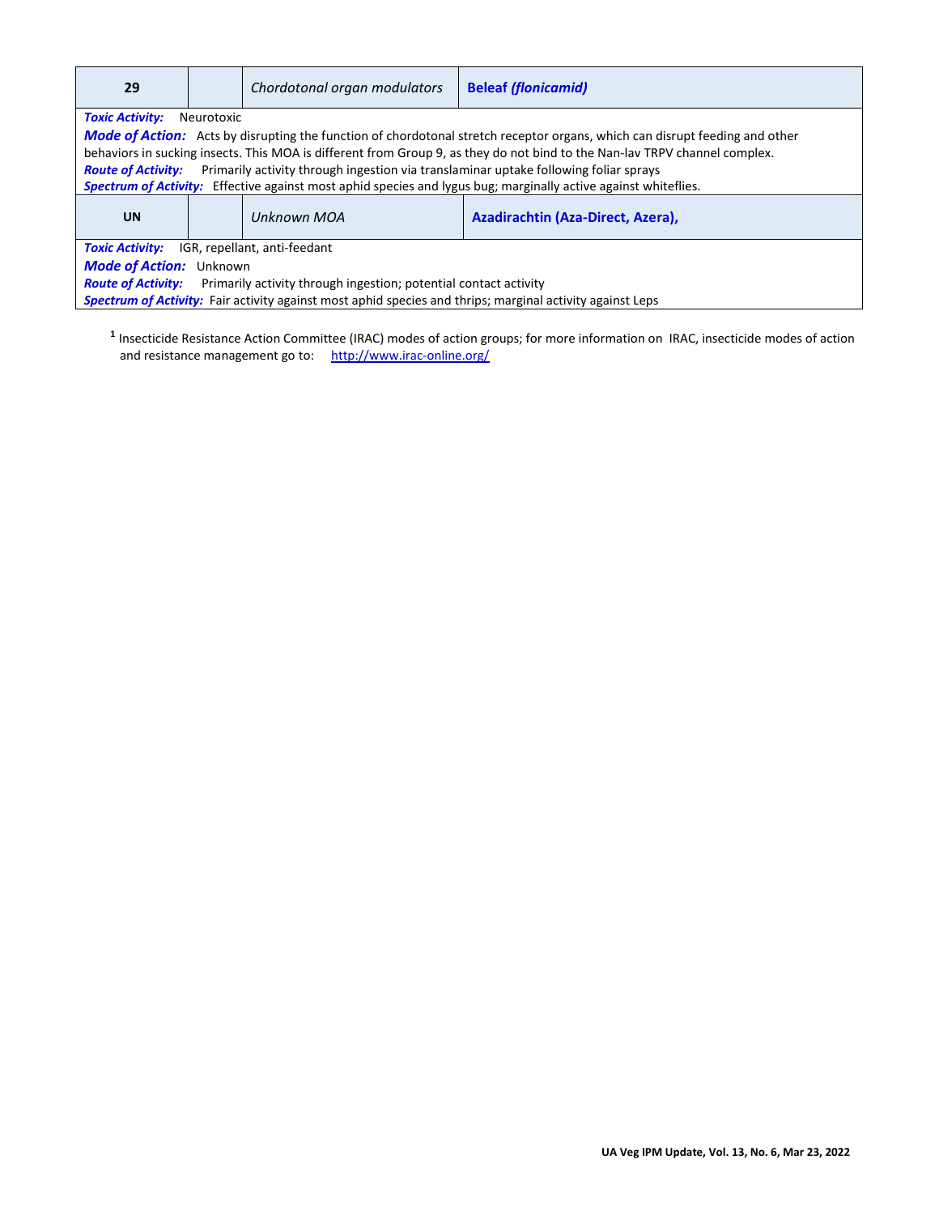| | | | |
|---|---|---|---|
| **29** | | *Chordotonal organ modulators* | **Beleaf *(flonicamid)*** |

***Toxic Activity:*** Neurotoxic
***Mode of Action:*** Acts by disrupting the function of chordotonal stretch receptor organs, which can disrupt feeding and other behaviors in sucking insects. This MOA is different from Group 9, as they do not bind to the Nan-lav TRPV channel complex.
***Route of Activity:*** Primarily activity through ingestion via translaminar uptake following foliar sprays
***Spectrum of Activity:*** Effective against most aphid species and lygus bug; marginally active against whiteflies.

| | | | |
|---|---|---|---|
| **UN** | | *Unknown MOA* | **Azadirachtin (Aza-Direct, Azera),** |

***Toxic Activity:*** IGR, repellant, anti-feedant
***Mode of Action:*** Unknown
***Route of Activity:*** Primarily activity through ingestion; potential contact activity
***Spectrum of Activity:*** Fair activity against most aphid species and thrips; marginal activity against Leps

[1] Insecticide Resistance Action Committee (IRAC) modes of action groups; for more information on IRAC, insecticide modes of action and resistance management go to: http://www.irac-online.org/